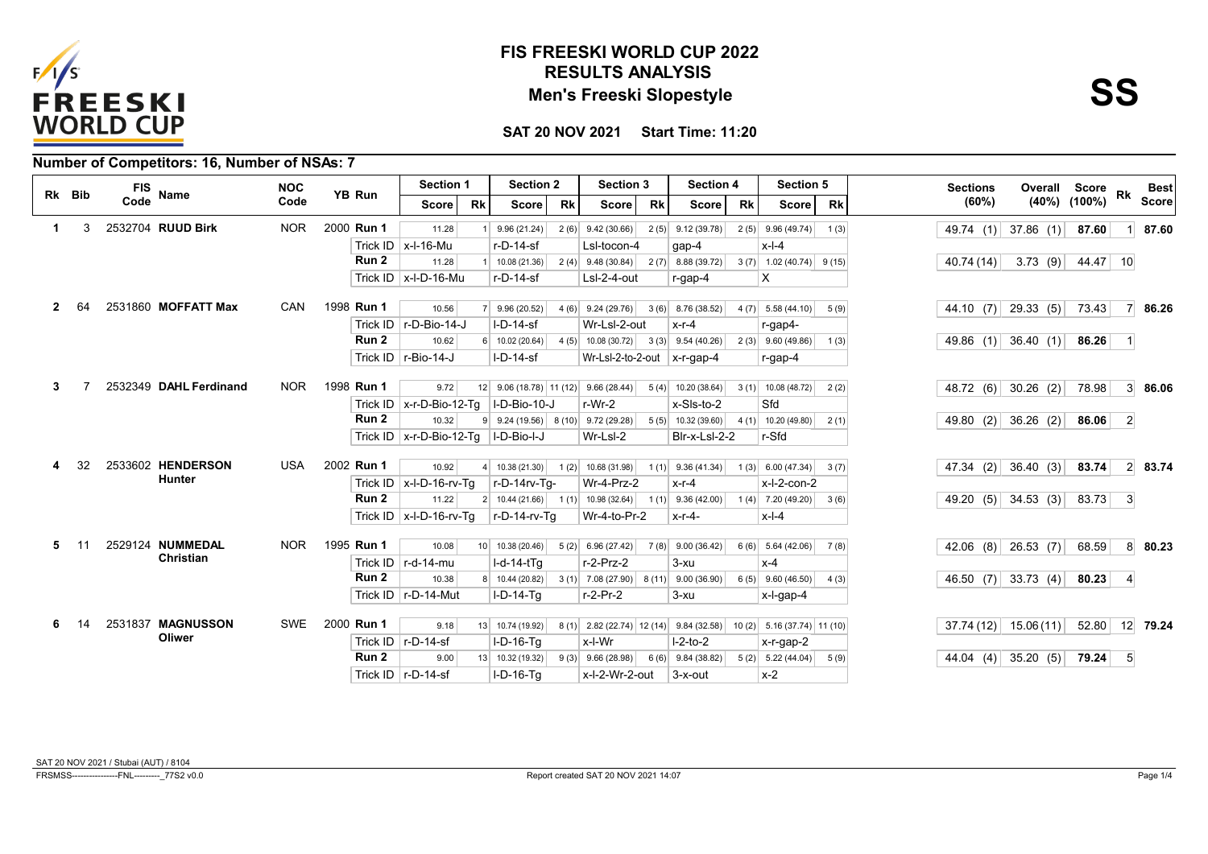# FIS FREESKI WORLD CUP 2022

## RESULTS ANALYSIS

## Men's Freeski Slopestyle

**SS**

**SAT 20 NOV 2021 Start Time: 11:20**

### Number of Competitors: 16, Number of NSAs: 7

| Rk | Bib | FIS Code | Name | NOC Code | YB | Run | Section 1 Score | Section 1 Rk | Section 2 Score | Section 2 Rk | Section 3 Score | Section 3 Rk | Section 4 Score | Section 4 Rk | Section 5 Score | Section 5 Rk | Sections (60%) | Overall (40%) | Score (100%) | Rk | Best Score |
|---|---|---|---|---|---|---|---|---|---|---|---|---|---|---|---|---|---|---|---|---|---|
| 1 | 3 | 2532704 | **RUUD Birk** | NOR | 2000 | **Run 1** | 11.28 | 1 | 9.96 (21.24) | 2 (6) | 9.42 (30.66) | 2 (5) | 9.12 (39.78) | 2 (5) | 9.96 (49.74) | 1 (3) | 49.74 (1) | 37.86 (1) | **87.60** | 1 | **87.60** |
| | | | | | | Trick ID | x-l-16-Mu | | r-D-14-sf | | Lsl-tocon-4 | | gap-4 | | x-l-4 | | | | | | |
| | | | | | | **Run 2** | 11.28 | 1 | 10.08 (21.36) | 2 (4) | 9.48 (30.84) | 2 (7) | 8.88 (39.72) | 3 (7) | 1.02 (40.74) | 9 (15) | 40.74 (14) | 3.73 (9) | 44.47 | 10 | |
| | | | | | | Trick ID | x-l-D-16-Mu | | r-D-14-sf | | Lsl-2-4-out | | r-gap-4 | | X | | | | | | |
| 2 | 64 | 2531860 | **MOFFATT Max** | CAN | 1998 | **Run 1** | 10.56 | 7 | 9.96 (20.52) | 4 (6) | 9.24 (29.76) | 3 (6) | 8.76 (38.52) | 4 (7) | 5.58 (44.10) | 5 (9) | 44.10 (7) | 29.33 (5) | 73.43 | 7 | **86.26** |
| | | | | | | Trick ID | r-D-Bio-14-J | | l-D-14-sf | | Wr-Lsl-2-out | | x-r-4 | | r-gap4- | | | | | | |
| | | | | | | **Run 2** | 10.62 | 6 | 10.02 (20.64) | 4 (5) | 10.08 (30.72) | 3 (3) | 9.54 (40.26) | 2 (3) | 9.60 (49.86) | 1 (3) | 49.86 (1) | 36.40 (1) | **86.26** | 1 | |
| | | | | | | Trick ID | r-Bio-14-J | | l-D-14-sf | | Wr-Lsl-2-to-2-out | | x-r-gap-4 | | r-gap-4 | | | | | | |
| 3 | 7 | 2532349 | **DAHL Ferdinand** | NOR | 1998 | **Run 1** | 9.72 | 12 | 9.06 (18.78) | 11 (12) | 9.66 (28.44) | 5 (4) | 10.20 (38.64) | 3 (1) | 10.08 (48.72) | 2 (2) | 48.72 (6) | 30.26 (2) | 78.98 | 3 | **86.06** |
| | | | | | | Trick ID | x-r-D-Bio-12-Tg | | l-D-Bio-10-J | | r-Wr-2 | | x-Sls-to-2 | | Sfd | | | | | | |
| | | | | | | **Run 2** | 10.32 | 9 | 9.24 (19.56) | 8 (10) | 9.72 (29.28) | 5 (5) | 10.32 (39.60) | 4 (1) | 10.20 (49.80) | 2 (1) | 49.80 (2) | 36.26 (2) | **86.06** | 2 | |
| | | | | | | Trick ID | x-r-D-Bio-12-Tg | | l-D-Bio-l-J | | Wr-Lsl-2 | | Blr-x-Lsl-2-2 | | r-Sfd | | | | | | |
| 4 | 32 | 2533602 | **HENDERSON Hunter** | USA | 2002 | **Run 1** | 10.92 | 4 | 10.38 (21.30) | 1 (2) | 10.68 (31.98) | 1 (1) | 9.36 (41.34) | 1 (3) | 6.00 (47.34) | 3 (7) | 47.34 (2) | 36.40 (3) | **83.74** | 2 | **83.74** |
| | | | | | | Trick ID | x-l-D-16-rv-Tg | | r-D-14rv-Tg- | | Wr-4-Prz-2 | | x-r-4 | | x-l-2-con-2 | | | | | | |
| | | | | | | **Run 2** | 11.22 | 2 | 10.44 (21.66) | 1 (1) | 10.98 (32.64) | 1 (1) | 9.36 (42.00) | 1 (4) | 7.20 (49.20) | 3 (6) | 49.20 (5) | 34.53 (3) | 83.73 | 3 | |
| | | | | | | Trick ID | x-l-D-16-rv-Tg | | r-D-14-rv-Tg | | Wr-4-to-Pr-2 | | x-r-4- | | x-l-4 | | | | | | |
| 5 | 11 | 2529124 | **NUMMEDAL Christian** | NOR | 1995 | **Run 1** | 10.08 | 10 | 10.38 (20.46) | 5 (2) | 6.96 (27.42) | 7 (8) | 9.00 (36.42) | 6 (6) | 5.64 (42.06) | 7 (8) | 42.06 (8) | 26.53 (7) | 68.59 | 8 | **80.23** |
| | | | | | | Trick ID | r-d-14-mu | | l-d-14-tTg | | r-2-Prz-2 | | 3-xu | | x-4 | | | | | | |
| | | | | | | **Run 2** | 10.38 | 8 | 10.44 (20.82) | 3 (1) | 7.08 (27.90) | 8 (11) | 9.00 (36.90) | 6 (5) | 9.60 (46.50) | 4 (3) | 46.50 (7) | 33.73 (4) | **80.23** | 4 | |
| | | | | | | Trick ID | r-D-14-Mut | | l-D-14-Tg | | r-2-Pr-2 | | 3-xu | | x-l-gap-4 | | | | | | |
| 6 | 14 | 2531837 | **MAGNUSSON Oliwer** | SWE | 2000 | **Run 1** | 9.18 | 13 | 10.74 (19.92) | 8 (1) | 2.82 (22.74) | 12 (14) | 9.84 (32.58) | 10 (2) | 5.16 (37.74) | 11 (10) | 37.74 (12) | 15.06 (11) | 52.80 | 12 | **79.24** |
| | | | | | | Trick ID | r-D-14-sf | | l-D-16-Tg | | x-l-Wr | | l-2-to-2 | | x-r-gap-2 | | | | | | |
| | | | | | | **Run 2** | 9.00 | 13 | 10.32 (19.32) | 9 (3) | 9.66 (28.98) | 6 (6) | 9.84 (38.82) | 5 (2) | 5.22 (44.04) | 5 (9) | 44.04 (4) | 35.20 (5) | **79.24** | 5 | |
| | | | | | | Trick ID | r-D-14-sf | | l-D-16-Tg | | x-l-2-Wr-2-out | | 3-x-out | | x-2 | | | | | | |

SAT 20 NOV 2021 / Stubai (AUT) / 8104

FRSMSS----------------FNL---------_77S2 v0.0 Report created SAT 20 NOV 2021 14:07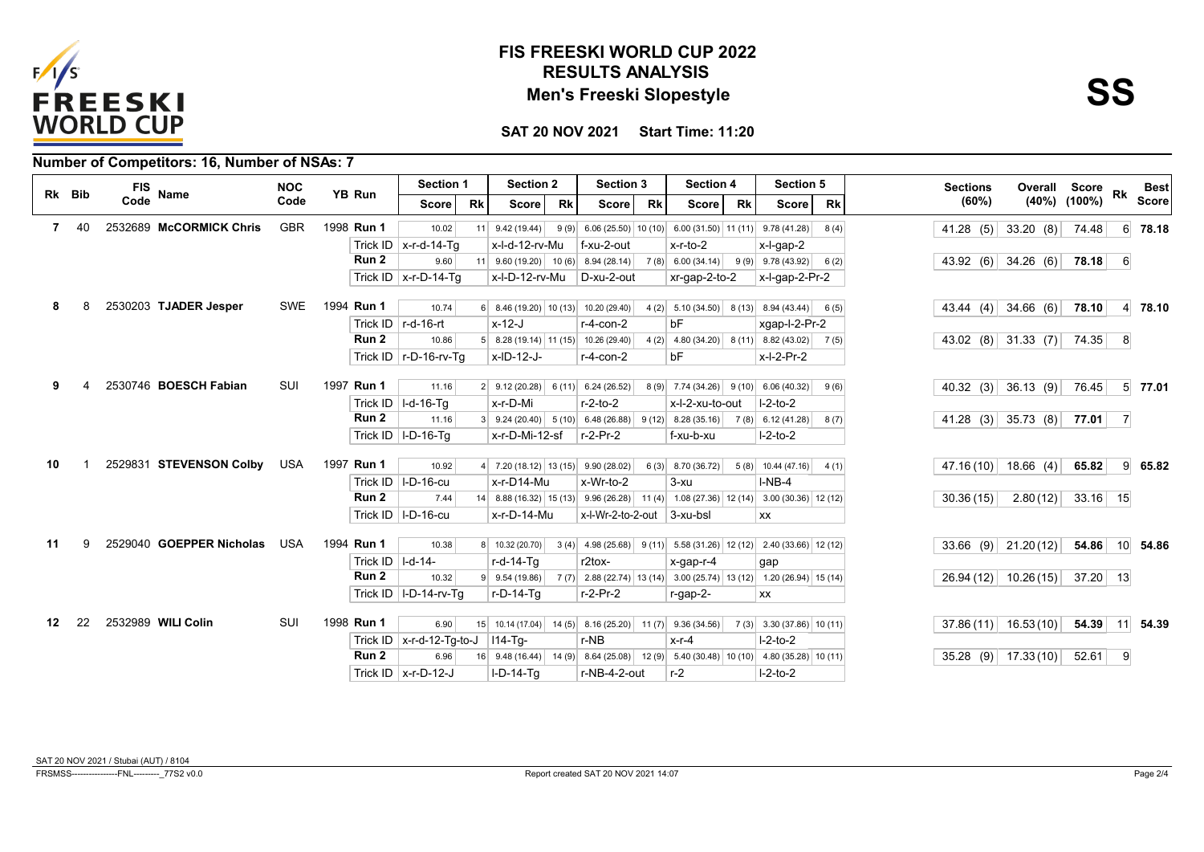# FIS FREESKI WORLD CUP 2022

## RESULTS ANALYSIS

## Men's Freeski Slopestyle

**SS**

**SAT 20 NOV 2021 Start Time: 11:20**

### Number of Competitors: 16, Number of NSAs: 7

| Rk | Bib | FIS Code | Name | NOC Code | YB | Run | Section 1 Score | Rk | Section 2 Score | Rk | Section 3 Score | Rk | Section 4 Score | Rk | Section 5 Score | Rk | Sections (60%) | Overall (40%) | Score (100%) | Rk | Best Score |
|---|---|---|---|---|---|---|---|---|---|---|---|---|---|---|---|---|---|---|---|---|---|
| 7 | 40 | 2532689 | **McCORMICK Chris** | GBR | 1998 | **Run 1** | 10.02 | 11 | 9.42 (19.44) | 9 (9) | 6.06 (25.50) | 10 (10) | 6.00 (31.50) | 11 (11) | 9.78 (41.28) | 8 (4) | 41.28 (5) | 33.20 (8) | 74.48 | 6 | **78.18** |
| | | | | | | Trick ID | x-r-d-14-Tg | | x-l-d-12-rv-Mu | | f-xu-2-out | | x-r-to-2 | | x-l-gap-2 | | | | | | |
| | | | | | | **Run 2** | 9.60 | 11 | 9.60 (19.20) | 10 (6) | 8.94 (28.14) | 7 (8) | 6.00 (34.14) | 9 (9) | 9.78 (43.92) | 6 (2) | 43.92 (6) | 34.26 (6) | **78.18** | 6 | |
| | | | | | | Trick ID | x-r-D-14-Tg | | x-l-D-12-rv-Mu | | D-xu-2-out | | xr-gap-2-to-2 | | x-l-gap-2-Pr-2 | | | | | | |
| 8 | 8 | 2530203 | **TJADER Jesper** | SWE | 1994 | **Run 1** | 10.74 | 6 | 8.46 (19.20) | 10 (13) | 10.20 (29.40) | 4 (2) | 5.10 (34.50) | 8 (13) | 8.94 (43.44) | 6 (5) | 43.44 (4) | 34.66 (6) | **78.10** | 4 | **78.10** |
| | | | | | | Trick ID | r-d-16-rt | | x-12-J | | r-4-con-2 | | bF | | xgap-l-2-Pr-2 | | | | | | |
| | | | | | | **Run 2** | 10.86 | 5 | 8.28 (19.14) | 11 (15) | 10.26 (29.40) | 4 (2) | 4.80 (34.20) | 8 (11) | 8.82 (43.02) | 7 (5) | 43.02 (8) | 31.33 (7) | 74.35 | 8 | |
| | | | | | | Trick ID | r-D-16-rv-Tg | | x-lD-12-J- | | r-4-con-2 | | bF | | x-l-2-Pr-2 | | | | | | |
| 9 | 4 | 2530746 | **BOESCH Fabian** | SUI | 1997 | **Run 1** | 11.16 | 2 | 9.12 (20.28) | 6 (11) | 6.24 (26.52) | 8 (9) | 7.74 (34.26) | 9 (10) | 6.06 (40.32) | 9 (6) | 40.32 (3) | 36.13 (9) | 76.45 | 5 | **77.01** |
| | | | | | | Trick ID | l-d-16-Tg | | x-r-D-Mi | | r-2-to-2 | | x-l-2-xu-to-out | | l-2-to-2 | | | | | | |
| | | | | | | **Run 2** | 11.16 | 3 | 9.24 (20.40) | 5 (10) | 6.48 (26.88) | 9 (12) | 8.28 (35.16) | 7 (8) | 6.12 (41.28) | 8 (7) | 41.28 (3) | 35.73 (8) | **77.01** | 7 | |
| | | | | | | Trick ID | l-D-16-Tg | | x-r-D-Mi-12-sf | | r-2-Pr-2 | | f-xu-b-xu | | l-2-to-2 | | | | | | |
| 10 | 1 | 2529831 | **STEVENSON Colby** | USA | 1997 | **Run 1** | 10.92 | 4 | 7.20 (18.12) | 13 (15) | 9.90 (28.02) | 6 (3) | 8.70 (36.72) | 5 (8) | 10.44 (47.16) | 4 (1) | 47.16 (10) | 18.66 (4) | **65.82** | 9 | **65.82** |
| | | | | | | Trick ID | l-D-16-cu | | x-r-D14-Mu | | x-Wr-to-2 | | 3-xu | | l-NB-4 | | | | | | |
| | | | | | | **Run 2** | 7.44 | 14 | 8.88 (16.32) | 15 (13) | 9.96 (26.28) | 11 (4) | 1.08 (27.36) | 12 (14) | 3.00 (30.36) | 12 (12) | 30.36 (15) | 2.80 (12) | 33.16 | 15 | |
| | | | | | | Trick ID | l-D-16-cu | | x-r-D-14-Mu | | x-l-Wr-2-to-2-out | | 3-xu-bsl | | xx | | | | | | |
| 11 | 9 | 2529040 | **GOEPPER Nicholas** | USA | 1994 | **Run 1** | 10.38 | 8 | 10.32 (20.70) | 3 (4) | 4.98 (25.68) | 9 (11) | 5.58 (31.26) | 12 (12) | 2.40 (33.66) | 12 (12) | 33.66 (9) | 21.20 (12) | **54.86** | 10 | **54.86** |
| | | | | | | Trick ID | l-d-14- | | r-d-14-Tg | | r2tox- | | x-gap-r-4 | | gap | | | | | | |
| | | | | | | **Run 2** | 10.32 | 9 | 9.54 (19.86) | 7 (7) | 2.88 (22.74) | 13 (14) | 3.00 (25.74) | 13 (12) | 1.20 (26.94) | 15 (14) | 26.94 (12) | 10.26 (15) | 37.20 | 13 | |
| | | | | | | Trick ID | l-D-14-rv-Tg | | r-D-14-Tg | | r-2-Pr-2 | | r-gap-2- | | xx | | | | | | |
| 12 | 22 | 2532989 | **WILI Colin** | SUI | 1998 | **Run 1** | 6.90 | 15 | 10.14 (17.04) | 14 (5) | 8.16 (25.20) | 11 (7) | 9.36 (34.56) | 7 (3) | 3.30 (37.86) | 10 (11) | 37.86 (11) | 16.53 (10) | **54.39** | 11 | **54.39** |
| | | | | | | Trick ID | x-r-d-12-Tg-to-J | | l14-Tg- | | r-NB | | x-r-4 | | l-2-to-2 | | | | | | |
| | | | | | | **Run 2** | 6.96 | 16 | 9.48 (16.44) | 14 (9) | 8.64 (25.08) | 12 (9) | 5.40 (30.48) | 10 (10) | 4.80 (35.28) | 10 (11) | 35.28 (9) | 17.33 (10) | 52.61 | 9 | |
| | | | | | | Trick ID | x-r-D-12-J | | l-D-14-Tg | | r-NB-4-2-out | | r-2 | | l-2-to-2 | | | | | | |

SAT 20 NOV 2021 / Stubai (AUT) / 8104

FRSMSS----------------FNL---------_77S2 v0.0 Report created SAT 20 NOV 2021 14:07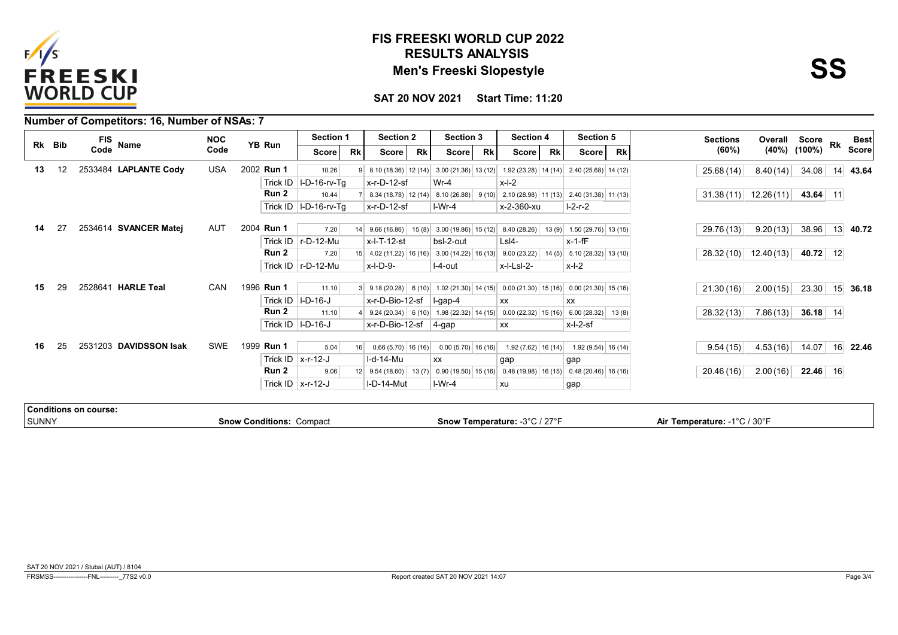# FIS FREESKI WORLD CUP 2022

## RESULTS ANALYSIS

## Men's Freeski Slopestyle

**SS**

**SAT 20 NOV 2021 Start Time: 11:20**

### Number of Competitors: 16, Number of NSAs: 7

| Rk | Bib | FIS Code | Name | NOC Code | YB | Run | Section 1 Score | Section 1 Rk | Section 2 Score | Section 2 Rk | Section 3 Score | Section 3 Rk | Section 4 Score | Section 4 Rk | Section 5 Score | Section 5 Rk | Sections (60%) | Overall (40%) | Score (100%) | Rk | Best Score |
|---|---|---|---|---|---|---|---|---|---|---|---|---|---|---|---|---|---|---|---|---|---|
| 13 | 12 | 2533484 | LAPLANTE Cody | USA | 2002 | Run 1 | 10.26 | 9 | 8.10 (18.36) | 12 (14) | 3.00 (21.36) | 13 (12) | 1.92 (23.28) | 14 (14) | 2.40 (25.68) | 14 (12) | 25.68 (14) | 8.40 (14) | 34.08 | 14 | 43.64 |
| | | | | | | Trick ID | I-D-16-rv-Tg | | x-r-D-12-sf | | Wr-4 | | x-l-2 | | | | | | | | |
| | | | | | | Run 2 | 10.44 | 7 | 8.34 (18.78) | 12 (14) | 8.10 (26.88) | 9 (10) | 2.10 (28.98) | 11 (13) | 2.40 (31.38) | 11 (13) | 31.38 (11) | 12.26 (11) | **43.64** | 11 | |
| | | | | | | Trick ID | I-D-16-rv-Tg | | x-r-D-12-sf | | I-Wr-4 | | x-2-360-xu | | I-2-r-2 | | | | | | |
| 14 | 27 | 2534614 | SVANCER Matej | AUT | 2004 | Run 1 | 7.20 | 14 | 9.66 (16.86) | 15 (8) | 3.00 (19.86) | 15 (12) | 8.40 (28.26) | 13 (9) | 1.50 (29.76) | 13 (15) | 29.76 (13) | 9.20 (13) | 38.96 | 13 | 40.72 |
| | | | | | | Trick ID | r-D-12-Mu | | x-l-T-12-st | | bsl-2-out | | Lsl4- | | x-1-fF | | | | | | |
| | | | | | | Run 2 | 7.20 | 15 | 4.02 (11.22) | 16 (16) | 3.00 (14.22) | 16 (13) | 9.00 (23.22) | 14 (5) | 5.10 (28.32) | 13 (10) | 28.32 (10) | 12.40 (13) | **40.72** | 12 | |
| | | | | | | Trick ID | r-D-12-Mu | | x-l-D-9- | | I-4-out | | x-l-Lsl-2- | | x-l-2 | | | | | | |
| 15 | 29 | 2528641 | HARLE Teal | CAN | 1996 | Run 1 | 11.10 | 3 | 9.18 (20.28) | 6 (10) | 1.02 (21.30) | 14 (15) | 0.00 (21.30) | 15 (16) | 0.00 (21.30) | 15 (16) | 21.30 (16) | 2.00 (15) | 23.30 | 15 | 36.18 |
| | | | | | | Trick ID | I-D-16-J | | x-r-D-Bio-12-sf | | I-gap-4 | | xx | | xx | | | | | | |
| | | | | | | Run 2 | 11.10 | 4 | 9.24 (20.34) | 6 (10) | 1.98 (22.32) | 14 (15) | 0.00 (22.32) | 15 (16) | 6.00 (28.32) | 13 (8) | 28.32 (13) | 7.86 (13) | **36.18** | 14 | |
| | | | | | | Trick ID | I-D-16-J | | x-r-D-Bio-12-sf | | 4-gap | | xx | | x-l-2-sf | | | | | | |
| 16 | 25 | 2531203 | DAVIDSSON Isak | SWE | 1999 | Run 1 | 5.04 | 16 | 0.66 (5.70) | 16 (16) | 0.00 (5.70) | 16 (16) | 1.92 (7.62) | 16 (14) | 1.92 (9.54) | 16 (14) | 9.54 (15) | 4.53 (16) | 14.07 | 16 | 22.46 |
| | | | | | | Trick ID | x-r-12-J | | I-d-14-Mu | | xx | | gap | | gap | | | | | | |
| | | | | | | Run 2 | 9.06 | 12 | 9.54 (18.60) | 13 (7) | 0.90 (19.50) | 15 (16) | 0.48 (19.98) | 16 (15) | 0.48 (20.46) | 16 (16) | 20.46 (16) | 2.00 (16) | **22.46** | 16 | |
| | | | | | | Trick ID | x-r-12-J | | I-D-14-Mut | | I-Wr-4 | | xu | | gap | | | | | | |

**Conditions on course:**

| | | | |
|---|---|---|---|
| SUNNY | Snow Conditions: Compact | Snow Temperature: -3°C / 27°F | Air Temperature: -1°C / 30°F |

SAT 20 NOV 2021 / Stubai (AUT) / 8104

FRSMSS----------------FNL---------_77S2 v0.0 Report created SAT 20 NOV 2021 14:07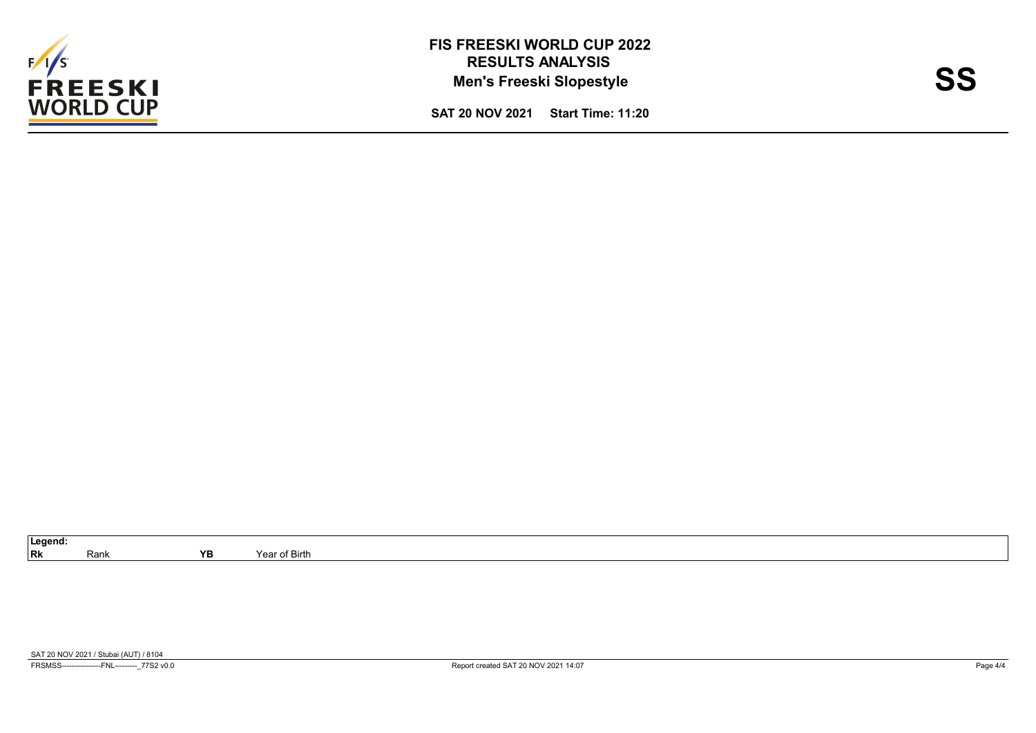# FIS FREESKI WORLD CUP 2022

## RESULTS ANALYSIS

### Men's Freeski Slopestyle

**SS**

**SAT 20 NOV 2021 Start Time: 11:20**

| | | | |
|---|---|---|---|
| **Legend:** | | | |
| **Rk** | Rank | **YB** | Year of Birth |

SAT 20 NOV 2021 / Stubai (AUT) / 8104

FRSMSS----------------FNL---------_77S2 v0.0

Report created SAT 20 NOV 2021 14:07